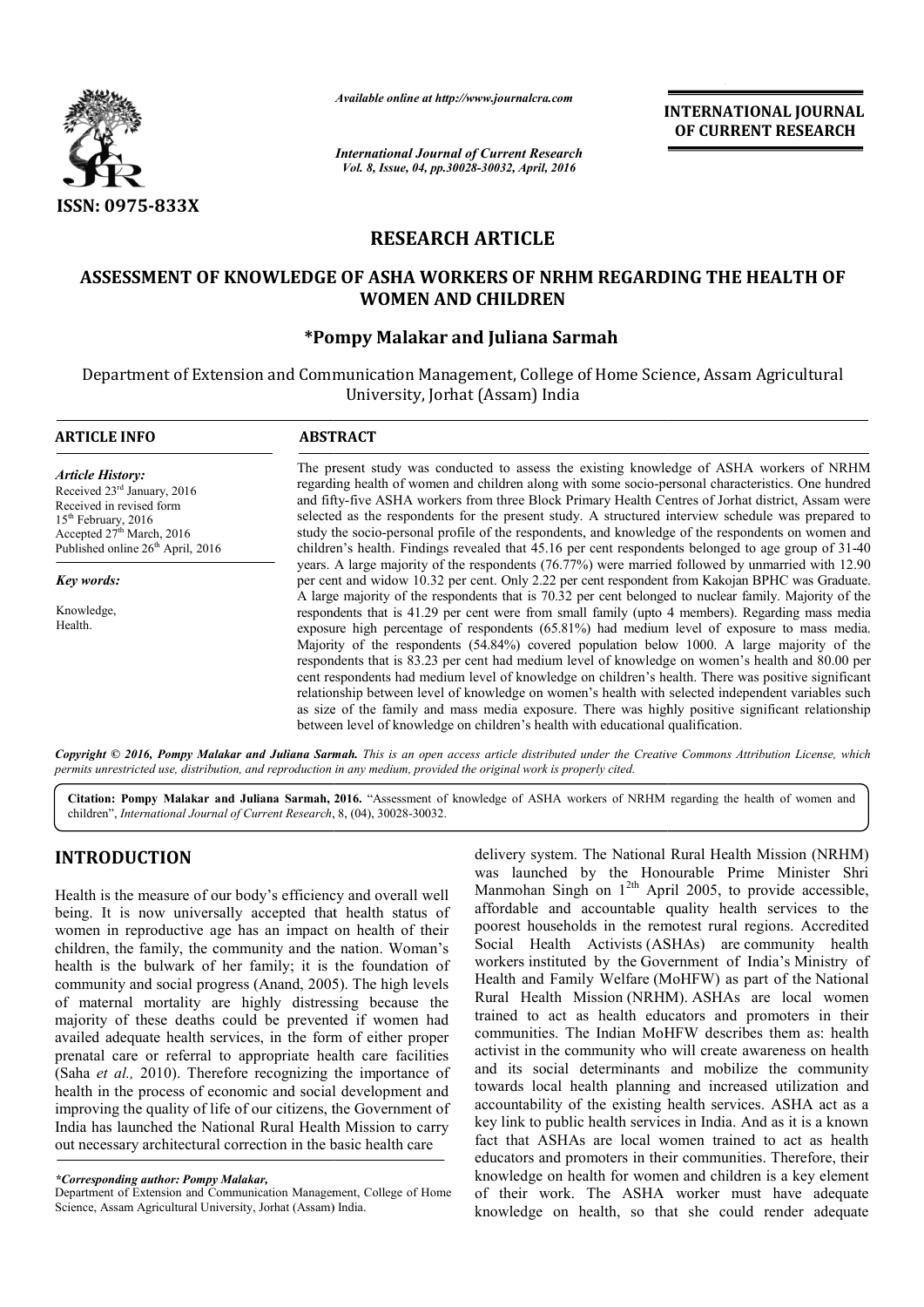*Available online at http://www.journalcra.com*

*International Journal of Current Research*
*Vol. 8, Issue, 04, pp.30028-30032, April, 2016*

**INTERNATIONAL JOURNAL OF CURRENT RESEARCH**

ISSN: 0975-833X

## RESEARCH ARTICLE

# ASSESSMENT OF KNOWLEDGE OF ASHA WORKERS OF NRHM REGARDING THE HEALTH OF WOMEN AND CHILDREN

**\*Pompy Malakar and Juliana Sarmah**

Department of Extension and Communication Management, College of Home Science, Assam Agricultural University, Jorhat (Assam) India

### ARTICLE INFO

*Article History:*
Received 23rd January, 2016
Received in revised form 15th February, 2016
Accepted 27th March, 2016
Published online 26th April, 2016

*Key words:*

Knowledge,
Health.

### ABSTRACT

The present study was conducted to assess the existing knowledge of ASHA workers of NRHM regarding health of women and children along with some socio-personal characteristics. One hundred and fifty-five ASHA workers from three Block Primary Health Centres of Jorhat district, Assam were selected as the respondents for the present study. A structured interview schedule was prepared to study the socio-personal profile of the respondents, and knowledge of the respondents on women and children's health. Findings revealed that 45.16 per cent respondents belonged to age group of 31-40 years. A large majority of the respondents (76.77%) were married followed by unmarried with 12.90 per cent and widow 10.32 per cent. Only 2.22 per cent respondent from Kakojan BPHC was Graduate. A large majority of the respondents that is 70.32 per cent belonged to nuclear family. Majority of the respondents that is 41.29 per cent were from small family (upto 4 members). Regarding mass media exposure high percentage of respondents (65.81%) had medium level of exposure to mass media. Majority of the respondents (54.84%) covered population below 1000. A large majority of the respondents that is 83.23 per cent had medium level of knowledge on women's health and 80.00 per cent respondents had medium level of knowledge on children's health. There was positive significant relationship between level of knowledge on women's health with selected independent variables such as size of the family and mass media exposure. There was highly positive significant relationship between level of knowledge on children's health with educational qualification.

*Copyright © 2016, Pompy Malakar and Juliana Sarmah. This is an open access article distributed under the Creative Commons Attribution License, which permits unrestricted use, distribution, and reproduction in any medium, provided the original work is properly cited.*

**Citation: Pompy Malakar and Juliana Sarmah, 2016.** "Assessment of knowledge of ASHA workers of NRHM regarding the health of women and children", *International Journal of Current Research*, 8, (04), 30028-30032.

## INTRODUCTION

Health is the measure of our body's efficiency and overall well being. It is now universally accepted that health status of women in reproductive age has an impact on health of their children, the family, the community and the nation. Woman's health is the bulwark of her family; it is the foundation of community and social progress (Anand, 2005). The high levels of maternal mortality are highly distressing because the majority of these deaths could be prevented if women had availed adequate health services, in the form of either proper prenatal care or referral to appropriate health care facilities (Saha *et al.,* 2010). Therefore recognizing the importance of health in the process of economic and social development and improving the quality of life of our citizens, the Government of India has launched the National Rural Health Mission to carry out necessary architectural correction in the basic health care delivery system. The National Rural Health Mission (NRHM) was launched by the Honourable Prime Minister Shri Manmohan Singh on 1[2th] April 2005, to provide accessible, affordable and accountable quality health services to the poorest households in the remotest rural regions. Accredited Social Health Activists (ASHAs) are community health workers instituted by the Government of India's Ministry of Health and Family Welfare (MoHFW) as part of the National Rural Health Mission (NRHM). ASHAs are local women trained to act as health educators and promoters in their communities. The Indian MoHFW describes them as: health activist in the community who will create awareness on health and its social determinants and mobilize the community towards local health planning and increased utilization and accountability of the existing health services. ASHA act as a key link to public health services in India. And as it is a known fact that ASHAs are local women trained to act as health educators and promoters in their communities. Therefore, their knowledge on health for women and children is a key element of their work. The ASHA worker must have adequate knowledge on health, so that she could render adequate

*\*Corresponding author: Pompy Malakar,*
Department of Extension and Communication Management, College of Home Science, Assam Agricultural University, Jorhat (Assam) India.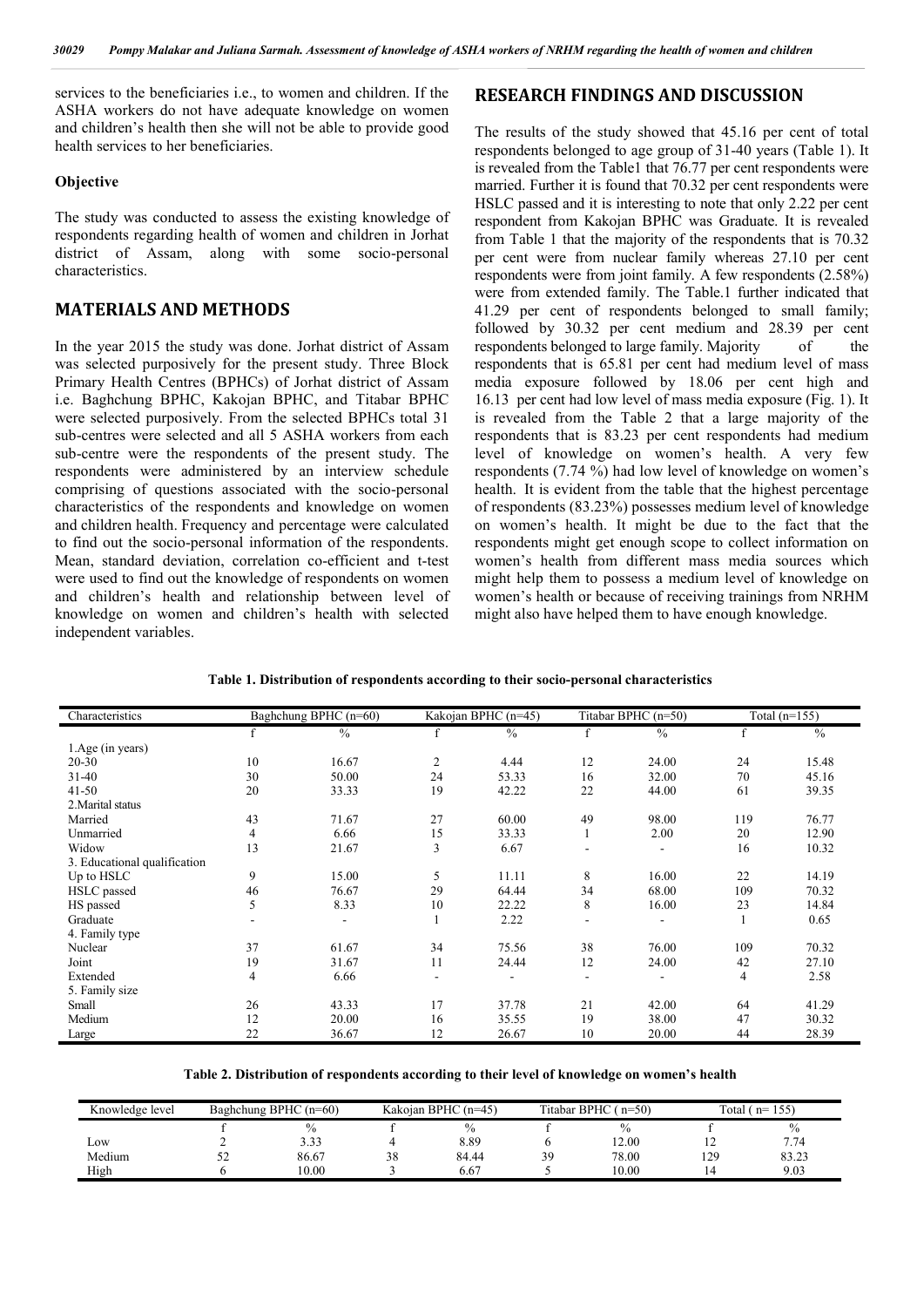services to the beneficiaries i.e., to women and children. If the ASHA workers do not have adequate knowledge on women and children's health then she will not be able to provide good health services to her beneficiaries.

### Objective

The study was conducted to assess the existing knowledge of respondents regarding health of women and children in Jorhat district of Assam, along with some socio-personal characteristics.

## MATERIALS AND METHODS

In the year 2015 the study was done. Jorhat district of Assam was selected purposively for the present study. Three Block Primary Health Centres (BPHCs) of Jorhat district of Assam i.e. Baghchung BPHC, Kakojan BPHC, and Titabar BPHC were selected purposively. From the selected BPHCs total 31 sub-centres were selected and all 5 ASHA workers from each sub-centre were the respondents of the present study. The respondents were administered by an interview schedule comprising of questions associated with the socio-personal characteristics of the respondents and knowledge on women and children health. Frequency and percentage were calculated to find out the socio-personal information of the respondents. Mean, standard deviation, correlation co-efficient and t-test were used to find out the knowledge of respondents on women and children's health and relationship between level of knowledge on women and children's health with selected independent variables.

## RESEARCH FINDINGS AND DISCUSSION

The results of the study showed that 45.16 per cent of total respondents belonged to age group of 31-40 years (Table 1). It is revealed from the Table1 that 76.77 per cent respondents were married. Further it is found that 70.32 per cent respondents were HSLC passed and it is interesting to note that only 2.22 per cent respondent from Kakojan BPHC was Graduate. It is revealed from Table 1 that the majority of the respondents that is 70.32 per cent were from nuclear family whereas 27.10 per cent respondents were from joint family. A few respondents (2.58%) were from extended family. The Table.1 further indicated that 41.29 per cent of respondents belonged to small family; followed by 30.32 per cent medium and 28.39 per cent respondents belonged to large family. Majority of the respondents that is 65.81 per cent had medium level of mass media exposure followed by 18.06 per cent high and 16.13 per cent had low level of mass media exposure (Fig. 1). It is revealed from the Table 2 that a large majority of the respondents that is 83.23 per cent respondents had medium level of knowledge on women's health. A very few respondents (7.74 %) had low level of knowledge on women's health. It is evident from the table that the highest percentage of respondents (83.23%) possesses medium level of knowledge on women's health. It might be due to the fact that the respondents might get enough scope to collect information on women's health from different mass media sources which might help them to possess a medium level of knowledge on women's health or because of receiving trainings from NRHM might also have helped them to have enough knowledge.

**Table 1. Distribution of respondents according to their socio-personal characteristics**

| Characteristics | Baghchung BPHC (n=60) | | Kakojan BPHC (n=45) | | Titabar BPHC (n=50) | | Total (n=155) | |
|---|---|---|---|---|---|---|---|---|
| | f | % | f | % | f | % | f | % |
| 1.Age (in years) | | | | | | | | |
| 20-30 | 10 | 16.67 | 2 | 4.44 | 12 | 24.00 | 24 | 15.48 |
| 31-40 | 30 | 50.00 | 24 | 53.33 | 16 | 32.00 | 70 | 45.16 |
| 41-50 | 20 | 33.33 | 19 | 42.22 | 22 | 44.00 | 61 | 39.35 |
| 2.Marital status | | | | | | | | |
| Married | 43 | 71.67 | 27 | 60.00 | 49 | 98.00 | 119 | 76.77 |
| Unmarried | 4 | 6.66 | 15 | 33.33 | 1 | 2.00 | 20 | 12.90 |
| Widow | 13 | 21.67 | 3 | 6.67 | - | - | 16 | 10.32 |
| 3. Educational qualification | | | | | | | | |
| Up to HSLC | 9 | 15.00 | 5 | 11.11 | 8 | 16.00 | 22 | 14.19 |
| HSLC passed | 46 | 76.67 | 29 | 64.44 | 34 | 68.00 | 109 | 70.32 |
| HS passed | 5 | 8.33 | 10 | 22.22 | 8 | 16.00 | 23 | 14.84 |
| Graduate | - | - | 1 | 2.22 | - | - | 1 | 0.65 |
| 4. Family type | | | | | | | | |
| Nuclear | 37 | 61.67 | 34 | 75.56 | 38 | 76.00 | 109 | 70.32 |
| Joint | 19 | 31.67 | 11 | 24.44 | 12 | 24.00 | 42 | 27.10 |
| Extended | 4 | 6.66 | - | - | - | - | 4 | 2.58 |
| 5. Family size | | | | | | | | |
| Small | 26 | 43.33 | 17 | 37.78 | 21 | 42.00 | 64 | 41.29 |
| Medium | 12 | 20.00 | 16 | 35.55 | 19 | 38.00 | 47 | 30.32 |
| Large | 22 | 36.67 | 12 | 26.67 | 10 | 20.00 | 44 | 28.39 |

**Table 2. Distribution of respondents according to their level of knowledge on women's health**

| Knowledge level | Baghchung BPHC (n=60) | | Kakojan BPHC (n=45) | | Titabar BPHC ( n=50) | | Total ( n= 155) | |
|---|---|---|---|---|---|---|---|---|
| | f | % | f | % | f | % | f | % |
| Low | 2 | 3.33 | 4 | 8.89 | 6 | 12.00 | 12 | 7.74 |
| Medium | 52 | 86.67 | 38 | 84.44 | 39 | 78.00 | 129 | 83.23 |
| High | 6 | 10.00 | 3 | 6.67 | 5 | 10.00 | 14 | 9.03 |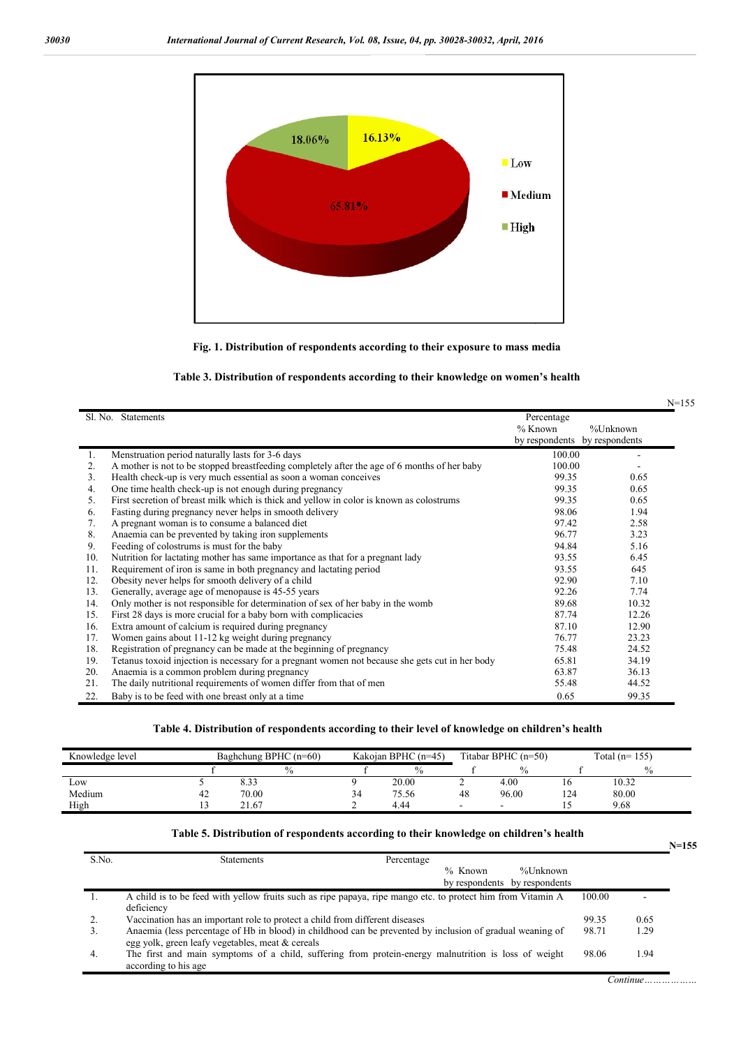Fig. 1. Distribution of respondents according to their exposure to mass media

**Table 3. Distribution of respondents according to their knowledge on women's health**

N=155

| Sl. No. | Statements | % Known by respondents | %Unknown by respondents |
|---|---|---|---|
| 1. | Menstruation period naturally lasts for 3-6 days | 100.00 | - |
| 2. | A mother is not to be stopped breastfeeding completely after the age of 6 months of her baby | 100.00 | - |
| 3. | Health check-up is very much essential as soon a woman conceives | 99.35 | 0.65 |
| 4. | One time health check-up is not enough during pregnancy | 99.35 | 0.65 |
| 5. | First secretion of breast milk which is thick and yellow in color is known as colostrums | 99.35 | 0.65 |
| 6. | Fasting during pregnancy never helps in smooth delivery | 98.06 | 1.94 |
| 7. | A pregnant woman is to consume a balanced diet | 97.42 | 2.58 |
| 8. | Anaemia can be prevented by taking iron supplements | 96.77 | 3.23 |
| 9. | Feeding of colostrums is must for the baby | 94.84 | 5.16 |
| 10. | Nutrition for lactating mother has same importance as that for a pregnant lady | 93.55 | 6.45 |
| 11. | Requirement of iron is same in both pregnancy and lactating period | 93.55 | 645 |
| 12. | Obesity never helps for smooth delivery of a child | 92.90 | 7.10 |
| 13. | Generally, average age of menopause is 45-55 years | 92.26 | 7.74 |
| 14. | Only mother is not responsible for determination of sex of her baby in the womb | 89.68 | 10.32 |
| 15. | First 28 days is more crucial for a baby born with complicacies | 87.74 | 12.26 |
| 16. | Extra amount of calcium is required during pregnancy | 87.10 | 12.90 |
| 17. | Women gains about 11-12 kg weight during pregnancy | 76.77 | 23.23 |
| 18. | Registration of pregnancy can be made at the beginning of pregnancy | 75.48 | 24.52 |
| 19. | Tetanus toxoid injection is necessary for a pregnant women not because she gets cut in her body | 65.81 | 34.19 |
| 20. | Anaemia is a common problem during pregnancy | 63.87 | 36.13 |
| 21. | The daily nutritional requirements of women differ from that of men | 55.48 | 44.52 |
| 22. | Baby is to be feed with one breast only at a time | 0.65 | 99.35 |

**Table 4. Distribution of respondents according to their level of knowledge on children's health**

| Knowledge level | Baghchung BPHC (n=60) | | Kakojan BPHC (n=45) | | Titabar BPHC (n=50) | | Total (n= 155) | |
|---|---|---|---|---|---|---|---|---|
| | f | % | f | % | f | % | f | % |
| Low | 5 | 8.33 | 9 | 20.00 | 2 | 4.00 | 16 | 10.32 |
| Medium | 42 | 70.00 | 34 | 75.56 | 48 | 96.00 | 124 | 80.00 |
| High | 13 | 21.67 | 2 | 4.44 | - | - | 15 | 9.68 |

**Table 5. Distribution of respondents according to their knowledge on children's health**

N=155

| S.No. | Statements | % Known by respondents | %Unknown by respondents |
|---|---|---|---|
| 1. | A child is to be feed with yellow fruits such as ripe papaya, ripe mango etc. to protect him from Vitamin A deficiency | 100.00 | - |
| 2. | Vaccination has an important role to protect a child from different diseases | 99.35 | 0.65 |
| 3. | Anaemia (less percentage of Hb in blood) in childhood can be prevented by inclusion of gradual weaning of egg yolk, green leafy vegetables, meat & cereals | 98.71 | 1.29 |
| 4. | The first and main symptoms of a child, suffering from protein-energy malnutrition is loss of weight according to his age | 98.06 | 1.94 |

*Continue………………*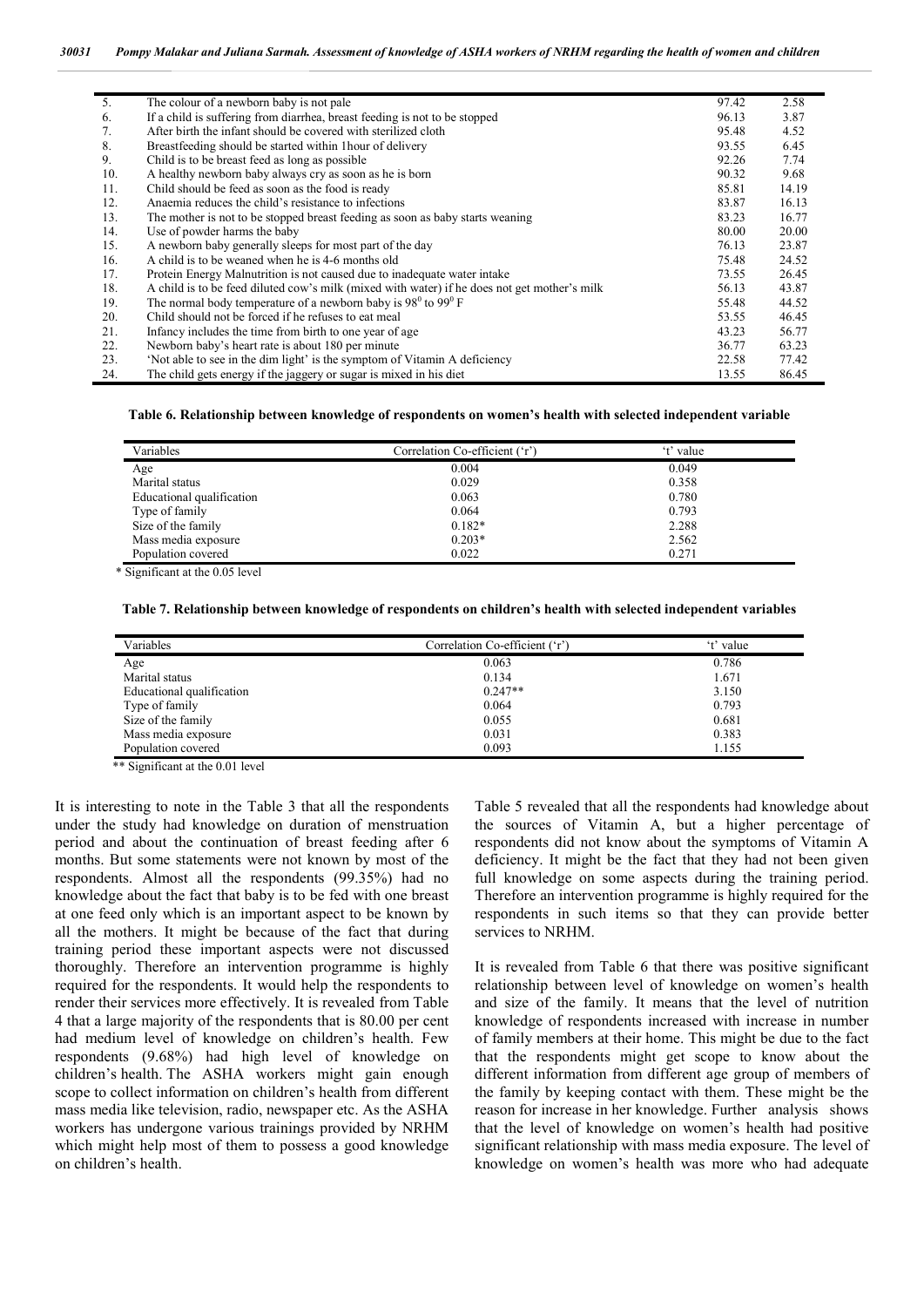| | | | |
|---|---|---|---|
| 5. | The colour of a newborn baby is not pale | 97.42 | 2.58 |
| 6. | If a child is suffering from diarrhea, breast feeding is not to be stopped | 96.13 | 3.87 |
| 7. | After birth the infant should be covered with sterilized cloth | 95.48 | 4.52 |
| 8. | Breastfeeding should be started within 1hour of delivery | 93.55 | 6.45 |
| 9. | Child is to be breast feed as long as possible | 92.26 | 7.74 |
| 10. | A healthy newborn baby always cry as soon as he is born | 90.32 | 9.68 |
| 11. | Child should be feed as soon as the food is ready | 85.81 | 14.19 |
| 12. | Anaemia reduces the child's resistance to infections | 83.87 | 16.13 |
| 13. | The mother is not to be stopped breast feeding as soon as baby starts weaning | 83.23 | 16.77 |
| 14. | Use of powder harms the baby | 80.00 | 20.00 |
| 15. | A newborn baby generally sleeps for most part of the day | 76.13 | 23.87 |
| 16. | A child is to be weaned when he is 4-6 months old | 75.48 | 24.52 |
| 17. | Protein Energy Malnutrition is not caused due to inadequate water intake | 73.55 | 26.45 |
| 18. | A child is to be feed diluted cow's milk (mixed with water) if he does not get mother's milk | 56.13 | 43.87 |
| 19. | The normal body temperature of a newborn baby is $98^0$ to $99^0$ F | 55.48 | 44.52 |
| 20. | Child should not be forced if he refuses to eat meal | 53.55 | 46.45 |
| 21. | Infancy includes the time from birth to one year of age | 43.23 | 56.77 |
| 22. | Newborn baby's heart rate is about 180 per minute | 36.77 | 63.23 |
| 23. | 'Not able to see in the dim light' is the symptom of Vitamin A deficiency | 22.58 | 77.42 |
| 24. | The child gets energy if the jaggery or sugar is mixed in his diet | 13.55 | 86.45 |

**Table 6. Relationship between knowledge of respondents on women's health with selected independent variable**

| Variables | Correlation Co-efficient ('r') | 't' value |
|---|---|---|
| Age | 0.004 | 0.049 |
| Marital status | 0.029 | 0.358 |
| Educational qualification | 0.063 | 0.780 |
| Type of family | 0.064 | 0.793 |
| Size of the family | 0.182* | 2.288 |
| Mass media exposure | 0.203* | 2.562 |
| Population covered | 0.022 | 0.271 |

\* Significant at the 0.05 level

**Table 7. Relationship between knowledge of respondents on children's health with selected independent variables**

| Variables | Correlation Co-efficient ('r') | 't' value |
|---|---|---|
| Age | 0.063 | 0.786 |
| Marital status | 0.134 | 1.671 |
| Educational qualification | 0.247** | 3.150 |
| Type of family | 0.064 | 0.793 |
| Size of the family | 0.055 | 0.681 |
| Mass media exposure | 0.031 | 0.383 |
| Population covered | 0.093 | 1.155 |

\** Significant at the 0.01 level

It is interesting to note in the Table 3 that all the respondents under the study had knowledge on duration of menstruation period and about the continuation of breast feeding after 6 months. But some statements were not known by most of the respondents. Almost all the respondents (99.35%) had no knowledge about the fact that baby is to be fed with one breast at one feed only which is an important aspect to be known by all the mothers. It might be because of the fact that during training period these important aspects were not discussed thoroughly. Therefore an intervention programme is highly required for the respondents. It would help the respondents to render their services more effectively. It is revealed from Table 4 that a large majority of the respondents that is 80.00 per cent had medium level of knowledge on children's health. Few respondents (9.68%) had high level of knowledge on children's health. The ASHA workers might gain enough scope to collect information on children's health from different mass media like television, radio, newspaper etc. As the ASHA workers has undergone various trainings provided by NRHM which might help most of them to possess a good knowledge on children's health.

Table 5 revealed that all the respondents had knowledge about the sources of Vitamin A, but a higher percentage of respondents did not know about the symptoms of Vitamin A deficiency. It might be the fact that they had not been given full knowledge on some aspects during the training period. Therefore an intervention programme is highly required for the respondents in such items so that they can provide better services to NRHM.

It is revealed from Table 6 that there was positive significant relationship between level of knowledge on women's health and size of the family. It means that the level of nutrition knowledge of respondents increased with increase in number of family members at their home. This might be due to the fact that the respondents might get scope to know about the different information from different age group of members of the family by keeping contact with them. These might be the reason for increase in her knowledge. Further analysis shows that the level of knowledge on women's health had positive significant relationship with mass media exposure. The level of knowledge on women's health was more who had adequate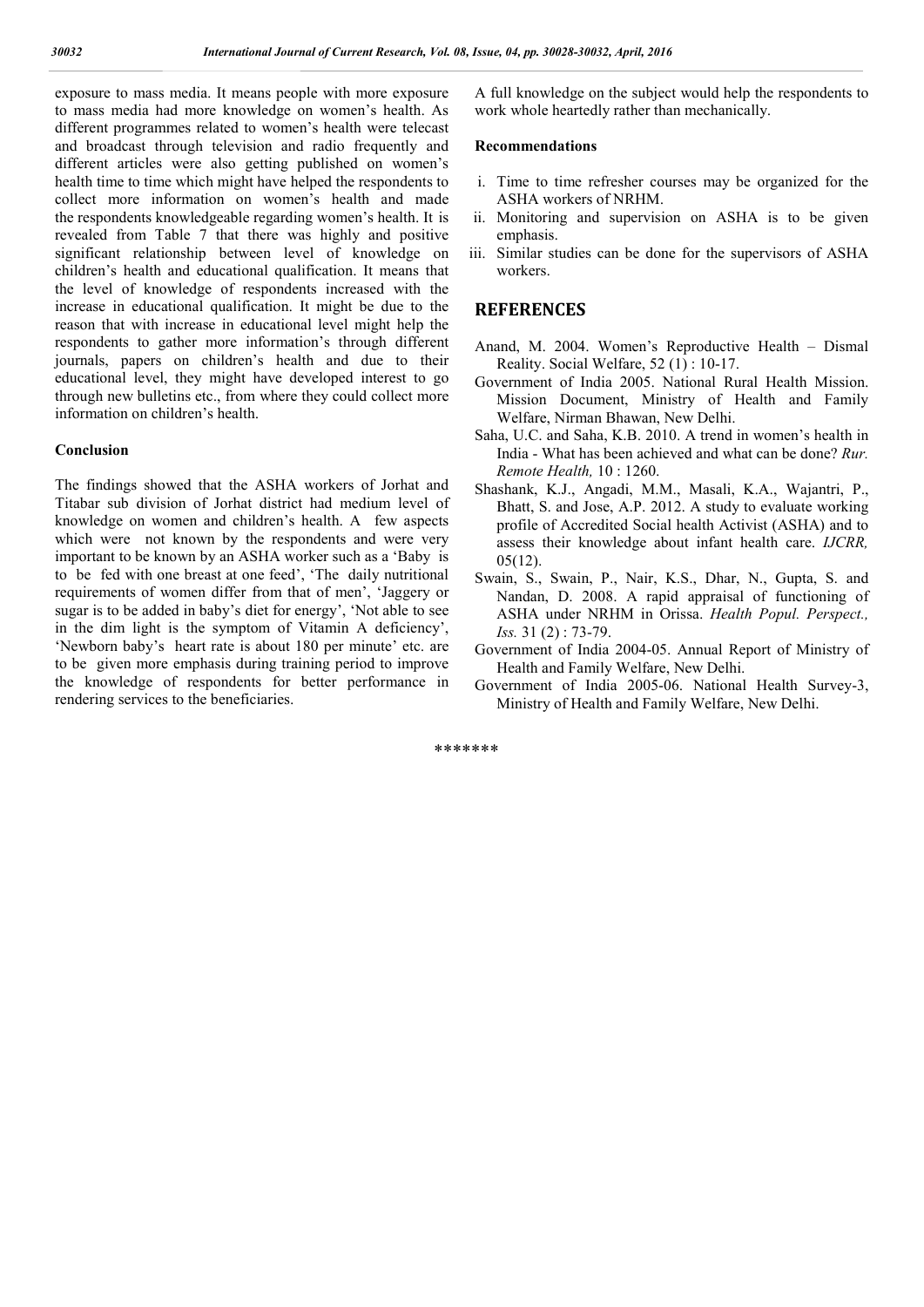exposure to mass media. It means people with more exposure to mass media had more knowledge on women's health. As different programmes related to women's health were telecast and broadcast through television and radio frequently and different articles were also getting published on women's health time to time which might have helped the respondents to collect more information on women's health and made the respondents knowledgeable regarding women's health. It is revealed from Table 7 that there was highly and positive significant relationship between level of knowledge on children's health and educational qualification. It means that the level of knowledge of respondents increased with the increase in educational qualification. It might be due to the reason that with increase in educational level might help the respondents to gather more information's through different journals, papers on children's health and due to their educational level, they might have developed interest to go through new bulletins etc., from where they could collect more information on children's health.

### Conclusion

The findings showed that the ASHA workers of Jorhat and Titabar sub division of Jorhat district had medium level of knowledge on women and children's health. A few aspects which were not known by the respondents and were very important to be known by an ASHA worker such as a 'Baby is to be fed with one breast at one feed', 'The daily nutritional requirements of women differ from that of men', 'Jaggery or sugar is to be added in baby's diet for energy', 'Not able to see in the dim light is the symptom of Vitamin A deficiency', 'Newborn baby's heart rate is about 180 per minute' etc. are to be given more emphasis during training period to improve the knowledge of respondents for better performance in rendering services to the beneficiaries.

A full knowledge on the subject would help the respondents to work whole heartedly rather than mechanically.

### Recommendations

i. Time to time refresher courses may be organized for the ASHA workers of NRHM.
ii. Monitoring and supervision on ASHA is to be given emphasis.
iii. Similar studies can be done for the supervisors of ASHA workers.

## REFERENCES

Anand, M. 2004. Women's Reproductive Health – Dismal Reality. Social Welfare, 52 (1) : 10-17.

Government of India 2005. National Rural Health Mission. Mission Document, Ministry of Health and Family Welfare, Nirman Bhawan, New Delhi.

Saha, U.C. and Saha, K.B. 2010. A trend in women's health in India - What has been achieved and what can be done? *Rur. Remote Health,* 10 : 1260.

Shashank, K.J., Angadi, M.M., Masali, K.A., Wajantri, P., Bhatt, S. and Jose, A.P. 2012. A study to evaluate working profile of Accredited Social health Activist (ASHA) and to assess their knowledge about infant health care. *IJCRR,* 05(12).

Swain, S., Swain, P., Nair, K.S., Dhar, N., Gupta, S. and Nandan, D. 2008. A rapid appraisal of functioning of ASHA under NRHM in Orissa. *Health Popul. Perspect., Iss.* 31 (2) : 73-79.

Government of India 2004-05. Annual Report of Ministry of Health and Family Welfare, New Delhi.

Government of India 2005-06. National Health Survey-3, Ministry of Health and Family Welfare, New Delhi.

*******